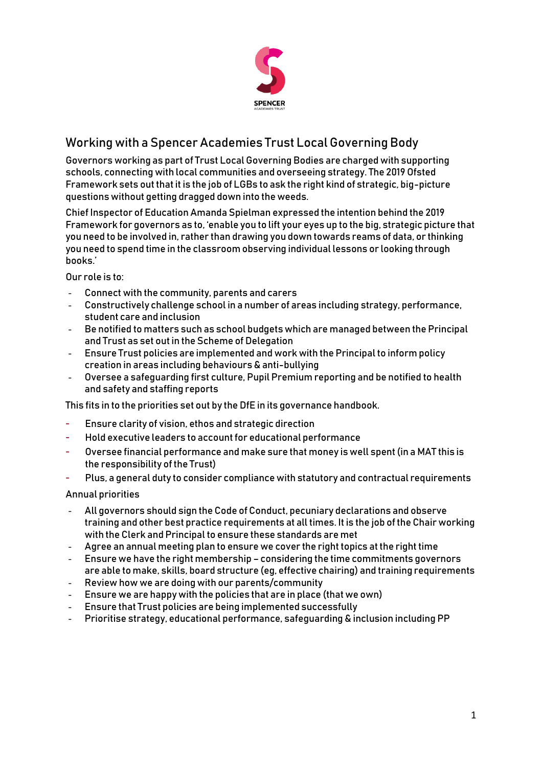SPENCER
ACADEMIES TRUST

## Working with a Spencer Academies Trust Local Governing Body

Governors working as part of Trust Local Governing Bodies are charged with supporting schools, connecting with local communities and overseeing strategy. The 2019 Ofsted Framework sets out that it is the job of LGBs to ask the right kind of strategic, big-picture questions without getting dragged down into the weeds.

Chief Inspector of Education Amanda Spielman expressed the intention behind the 2019 Framework for governors as to, 'enable you to lift your eyes up to the big, strategic picture that you need to be involved in, rather than drawing you down towards reams of data, or thinking you need to spend time in the classroom observing individual lessons or looking through books.'

Our role is to:

- Connect with the community, parents and carers
- Constructively challenge school in a number of areas including strategy, performance, student care and inclusion
- Be notified to matters such as school budgets which are managed between the Principal and Trust as set out in the Scheme of Delegation
- Ensure Trust policies are implemented and work with the Principal to inform policy creation in areas including behaviours & anti-bullying
- Oversee a safeguarding first culture, Pupil Premium reporting and be notified to health and safety and staffing reports

This fits in to the priorities set out by the DfE in its governance handbook.

- Ensure clarity of vision, ethos and strategic direction
- Hold executive leaders to account for educational performance
- Oversee financial performance and make sure that money is well spent (in a MAT this is the responsibility of the Trust)
- Plus, a general duty to consider compliance with statutory and contractual requirements

Annual priorities

- All governors should sign the Code of Conduct, pecuniary declarations and observe training and other best practice requirements at all times. It is the job of the Chair working with the Clerk and Principal to ensure these standards are met
- Agree an annual meeting plan to ensure we cover the right topics at the right time
- Ensure we have the right membership – considering the time commitments governors are able to make, skills, board structure (eg, effective chairing) and training requirements
- Review how we are doing with our parents/community
- Ensure we are happy with the policies that are in place (that we own)
- Ensure that Trust policies are being implemented successfully
- Prioritise strategy, educational performance, safeguarding & inclusion including PP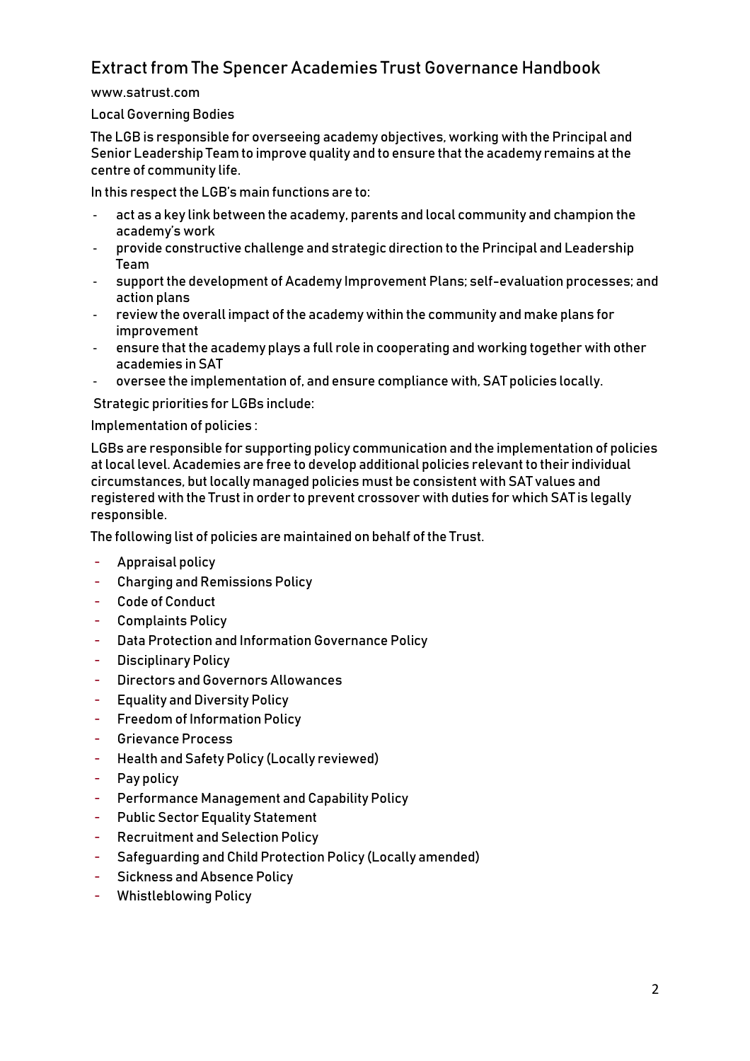## Extract from The Spencer Academies Trust Governance Handbook

www.satrust.com

Local Governing Bodies

The LGB is responsible for overseeing academy objectives, working with the Principal and Senior Leadership Team to improve quality and to ensure that the academy remains at the centre of community life.

In this respect the LGB's main functions are to:

- act as a key link between the academy, parents and local community and champion the academy's work
- provide constructive challenge and strategic direction to the Principal and Leadership Team
- support the development of Academy Improvement Plans; self-evaluation processes; and action plans
- review the overall impact of the academy within the community and make plans for improvement
- ensure that the academy plays a full role in cooperating and working together with other academies in SAT
- oversee the implementation of, and ensure compliance with, SAT policies locally.

Strategic priorities for LGBs include:

Implementation of policies :

LGBs are responsible for supporting policy communication and the implementation of policies at local level. Academies are free to develop additional policies relevant to their individual circumstances, but locally managed policies must be consistent with SAT values and registered with the Trust in order to prevent crossover with duties for which SAT is legally responsible.

The following list of policies are maintained on behalf of the Trust.

- Appraisal policy
- Charging and Remissions Policy
- Code of Conduct
- Complaints Policy
- Data Protection and Information Governance Policy
- Disciplinary Policy
- Directors and Governors Allowances
- Equality and Diversity Policy
- Freedom of Information Policy
- Grievance Process
- Health and Safety Policy (Locally reviewed)
- Pay policy
- Performance Management and Capability Policy
- Public Sector Equality Statement
- Recruitment and Selection Policy
- Safeguarding and Child Protection Policy (Locally amended)
- Sickness and Absence Policy
- Whistleblowing Policy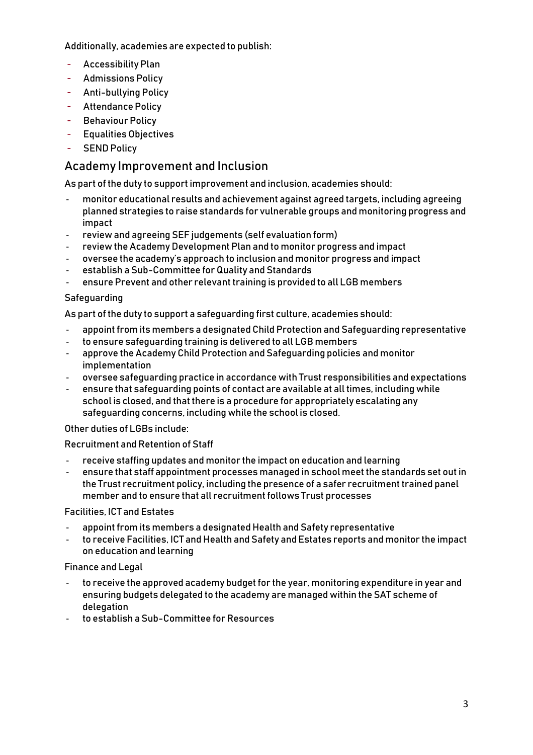Additionally, academies are expected to publish:

- Accessibility Plan
- Admissions Policy
- Anti-bullying Policy
- Attendance Policy
- Behaviour Policy
- Equalities Objectives
- SEND Policy

## Academy Improvement and Inclusion

As part of the duty to support improvement and inclusion, academies should:

- monitor educational results and achievement against agreed targets, including agreeing planned strategies to raise standards for vulnerable groups and monitoring progress and impact
- review and agreeing SEF judgements (self evaluation form)
- review the Academy Development Plan and to monitor progress and impact
- oversee the academy's approach to inclusion and monitor progress and impact
- establish a Sub-Committee for Quality and Standards
- ensure Prevent and other relevant training is provided to all LGB members

Safeguarding

As part of the duty to support a safeguarding first culture, academies should:

- appoint from its members a designated Child Protection and Safeguarding representative
- to ensure safeguarding training is delivered to all LGB members
- approve the Academy Child Protection and Safeguarding policies and monitor implementation
- oversee safeguarding practice in accordance with Trust responsibilities and expectations
- ensure that safeguarding points of contact are available at all times, including while school is closed, and that there is a procedure for appropriately escalating any safeguarding concerns, including while the school is closed.

Other duties of LGBs include:

Recruitment and Retention of Staff

- receive staffing updates and monitor the impact on education and learning
- ensure that staff appointment processes managed in school meet the standards set out in the Trust recruitment policy, including the presence of a safer recruitment trained panel member and to ensure that all recruitment follows Trust processes

Facilities, ICT and Estates

- appoint from its members a designated Health and Safety representative
- to receive Facilities, ICT and Health and Safety and Estates reports and monitor the impact on education and learning

Finance and Legal

- to receive the approved academy budget for the year, monitoring expenditure in year and ensuring budgets delegated to the academy are managed within the SAT scheme of delegation
- to establish a Sub-Committee for Resources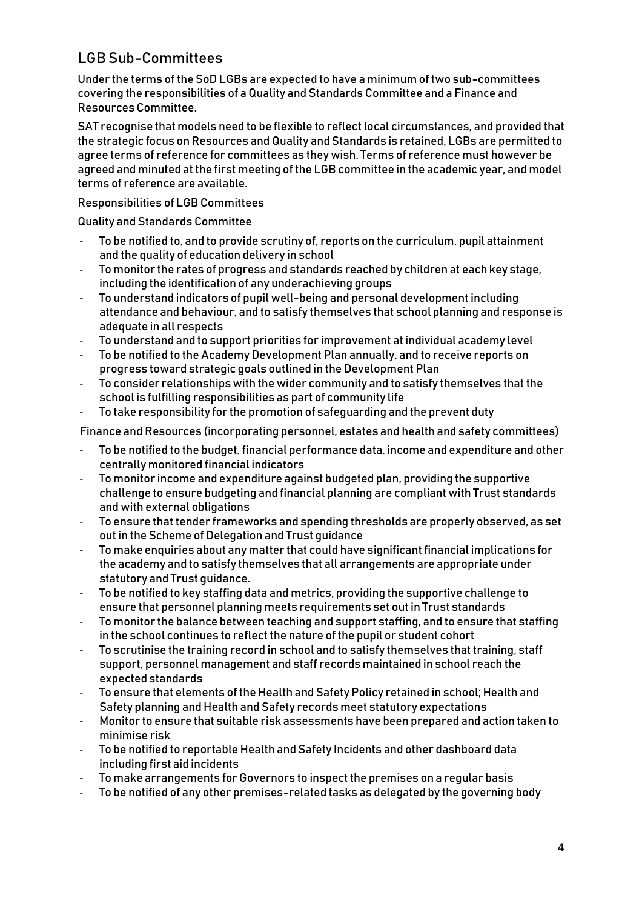## LGB Sub-Committees

Under the terms of the SoD LGBs are expected to have a minimum of two sub-committees covering the responsibilities of a Quality and Standards Committee and a Finance and Resources Committee.

SAT recognise that models need to be flexible to reflect local circumstances, and provided that the strategic focus on Resources and Quality and Standards is retained, LGBs are permitted to agree terms of reference for committees as they wish. Terms of reference must however be agreed and minuted at the first meeting of the LGB committee in the academic year, and model terms of reference are available.

Responsibilities of LGB Committees

Quality and Standards Committee

- To be notified to, and to provide scrutiny of, reports on the curriculum, pupil attainment and the quality of education delivery in school
- To monitor the rates of progress and standards reached by children at each key stage, including the identification of any underachieving groups
- To understand indicators of pupil well-being and personal development including attendance and behaviour, and to satisfy themselves that school planning and response is adequate in all respects
- To understand and to support priorities for improvement at individual academy level
- To be notified to the Academy Development Plan annually, and to receive reports on progress toward strategic goals outlined in the Development Plan
- To consider relationships with the wider community and to satisfy themselves that the school is fulfilling responsibilities as part of community life
- To take responsibility for the promotion of safeguarding and the prevent duty

Finance and Resources (incorporating personnel, estates and health and safety committees)

- To be notified to the budget, financial performance data, income and expenditure and other centrally monitored financial indicators
- To monitor income and expenditure against budgeted plan, providing the supportive challenge to ensure budgeting and financial planning are compliant with Trust standards and with external obligations
- To ensure that tender frameworks and spending thresholds are properly observed, as set out in the Scheme of Delegation and Trust guidance
- To make enquiries about any matter that could have significant financial implications for the academy and to satisfy themselves that all arrangements are appropriate under statutory and Trust guidance.
- To be notified to key staffing data and metrics, providing the supportive challenge to ensure that personnel planning meets requirements set out in Trust standards
- To monitor the balance between teaching and support staffing, and to ensure that staffing in the school continues to reflect the nature of the pupil or student cohort
- To scrutinise the training record in school and to satisfy themselves that training, staff support, personnel management and staff records maintained in school reach the expected standards
- To ensure that elements of the Health and Safety Policy retained in school; Health and Safety planning and Health and Safety records meet statutory expectations
- Monitor to ensure that suitable risk assessments have been prepared and action taken to minimise risk
- To be notified to reportable Health and Safety Incidents and other dashboard data including first aid incidents
- To make arrangements for Governors to inspect the premises on a regular basis
- To be notified of any other premises-related tasks as delegated by the governing body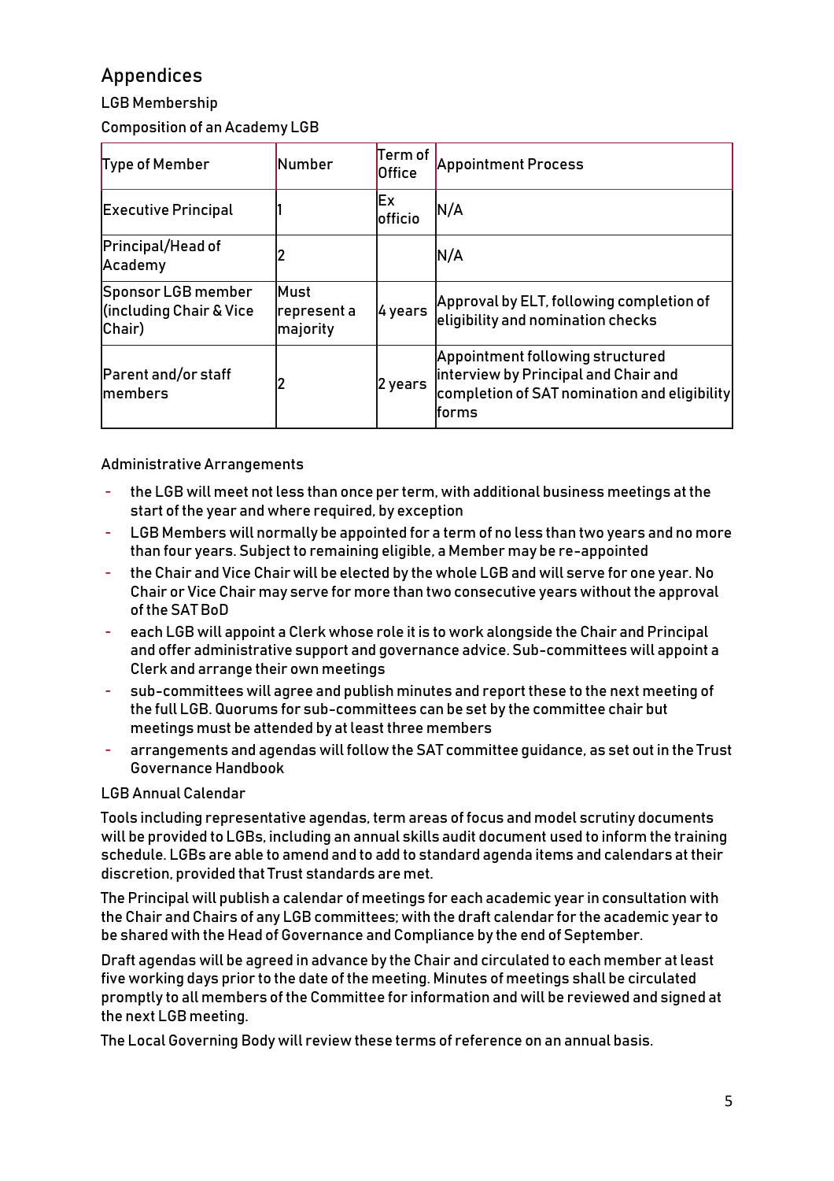# Appendices

## LGB Membership

### Composition of an Academy LGB

| Type of Member | Number | Term of Office | Appointment Process |
|---|---|---|---|
| Executive Principal | 1 | Ex officio | N/A |
| Principal/Head of Academy | 2 | | N/A |
| Sponsor LGB member (including Chair & Vice Chair) | Must represent a majority | 4 years | Approval by ELT, following completion of eligibility and nomination checks |
| Parent and/or staff members | 2 | 2 years | Appointment following structured interview by Principal and Chair and completion of SAT nomination and eligibility forms |

### Administrative Arrangements

- the LGB will meet not less than once per term, with additional business meetings at the start of the year and where required, by exception
- LGB Members will normally be appointed for a term of no less than two years and no more than four years. Subject to remaining eligible, a Member may be re-appointed
- the Chair and Vice Chair will be elected by the whole LGB and will serve for one year. No Chair or Vice Chair may serve for more than two consecutive years without the approval of the SAT BoD
- each LGB will appoint a Clerk whose role it is to work alongside the Chair and Principal and offer administrative support and governance advice. Sub-committees will appoint a Clerk and arrange their own meetings
- sub-committees will agree and publish minutes and report these to the next meeting of the full LGB. Quorums for sub-committees can be set by the committee chair but meetings must be attended by at least three members
- arrangements and agendas will follow the SAT committee guidance, as set out in the Trust Governance Handbook

### LGB Annual Calendar

Tools including representative agendas, term areas of focus and model scrutiny documents will be provided to LGBs, including an annual skills audit document used to inform the training schedule. LGBs are able to amend and to add to standard agenda items and calendars at their discretion, provided that Trust standards are met.

The Principal will publish a calendar of meetings for each academic year in consultation with the Chair and Chairs of any LGB committees; with the draft calendar for the academic year to be shared with the Head of Governance and Compliance by the end of September.

Draft agendas will be agreed in advance by the Chair and circulated to each member at least five working days prior to the date of the meeting. Minutes of meetings shall be circulated promptly to all members of the Committee for information and will be reviewed and signed at the next LGB meeting.

The Local Governing Body will review these terms of reference on an annual basis.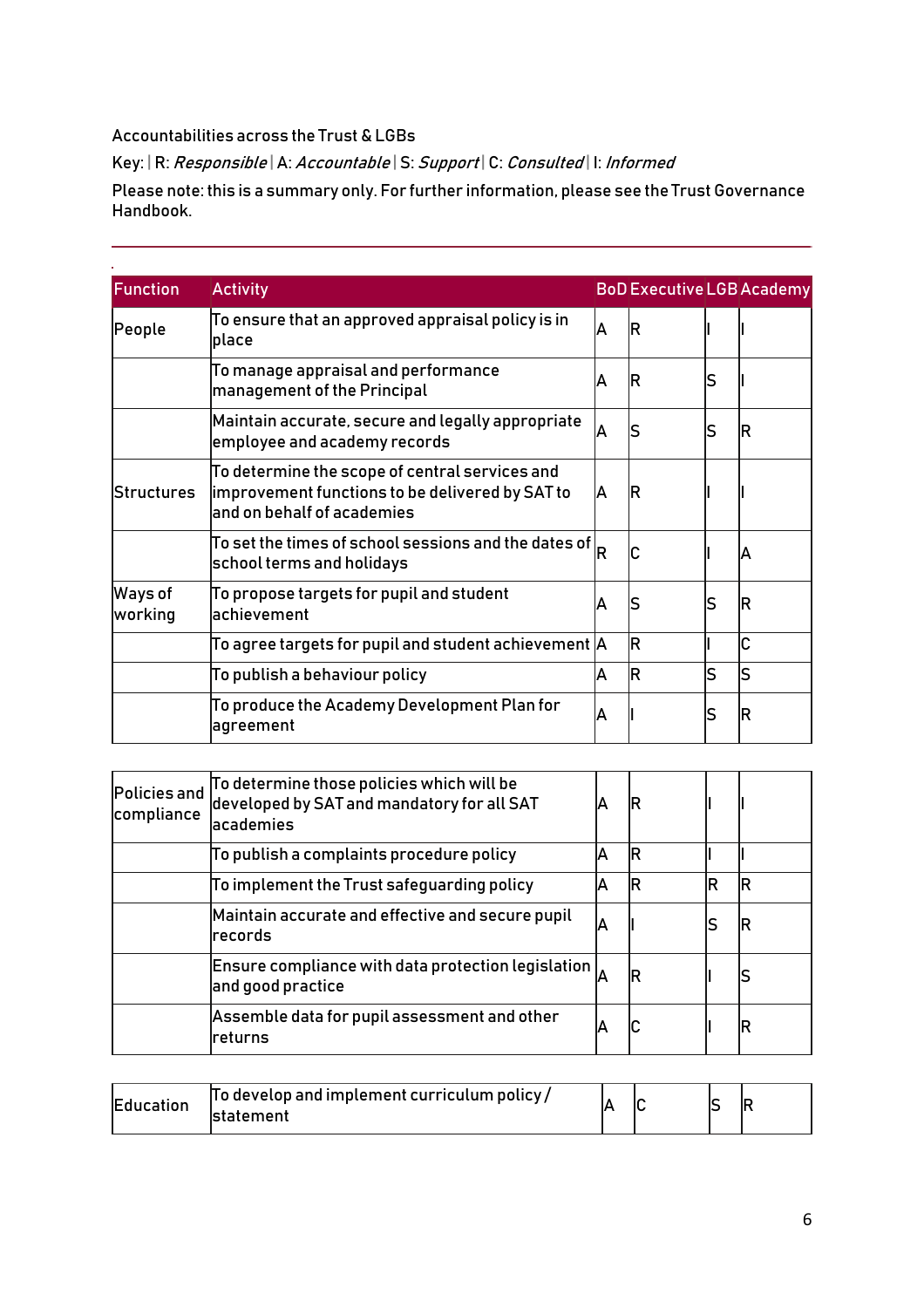Accountabilities across the Trust & LGBs

Key: | R: *Responsible* | A: *Accountable* | S: *Support* | C: *Consulted* | I: *Informed*

Please note: this is a summary only. For further information, please see the Trust Governance Handbook.

| Function | Activity | BoD | Executive | LGB | Academy |
|---|---|---|---|---|---|
| People | To ensure that an approved appraisal policy is in place | A | R | I | I |
| | To manage appraisal and performance management of the Principal | A | R | S | I |
| | Maintain accurate, secure and legally appropriate employee and academy records | A | S | S | R |
| Structures | To determine the scope of central services and improvement functions to be delivered by SAT to and on behalf of academies | A | R | I | I |
| | To set the times of school sessions and the dates of school terms and holidays | R | C | I | A |
| Ways of working | To propose targets for pupil and student achievement | A | S | S | R |
| | To agree targets for pupil and student achievement | A | R | I | C |
| | To publish a behaviour policy | A | R | S | S |
| | To produce the Academy Development Plan for agreement | A | I | S | R |
| Policies and compliance | To determine those policies which will be developed by SAT and mandatory for all SAT academies | A | R | I | I |
| | To publish a complaints procedure policy | A | R | I | I |
| | To implement the Trust safeguarding policy | A | R | R | R |
| | Maintain accurate and effective and secure pupil records | A | I | S | R |
| | Ensure compliance with data protection legislation and good practice | A | R | I | S |
| | Assemble data for pupil assessment and other returns | A | C | I | R |
| Education | To develop and implement curriculum policy / statement | A | C | S | R |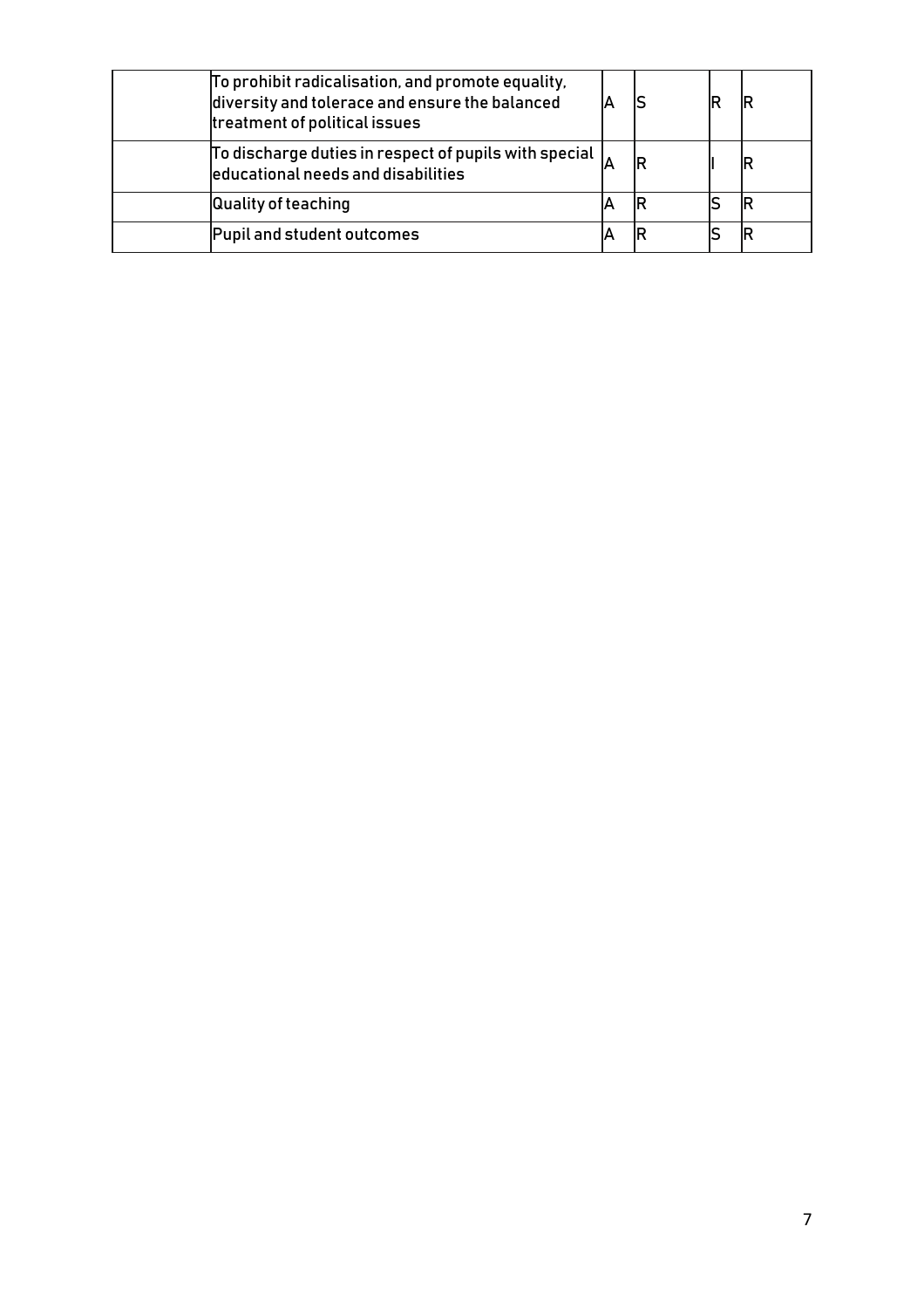| | | | | | |
|---|---|---|---|---|---|
| | To prohibit radicalisation, and promote equality, diversity and tolerace and ensure the balanced treatment of political issues | A | S | R | R |
| | To discharge duties in respect of pupils with special educational needs and disabilities | A | R | I | R |
| | Quality of teaching | A | R | S | R |
| | Pupil and student outcomes | A | R | S | R |